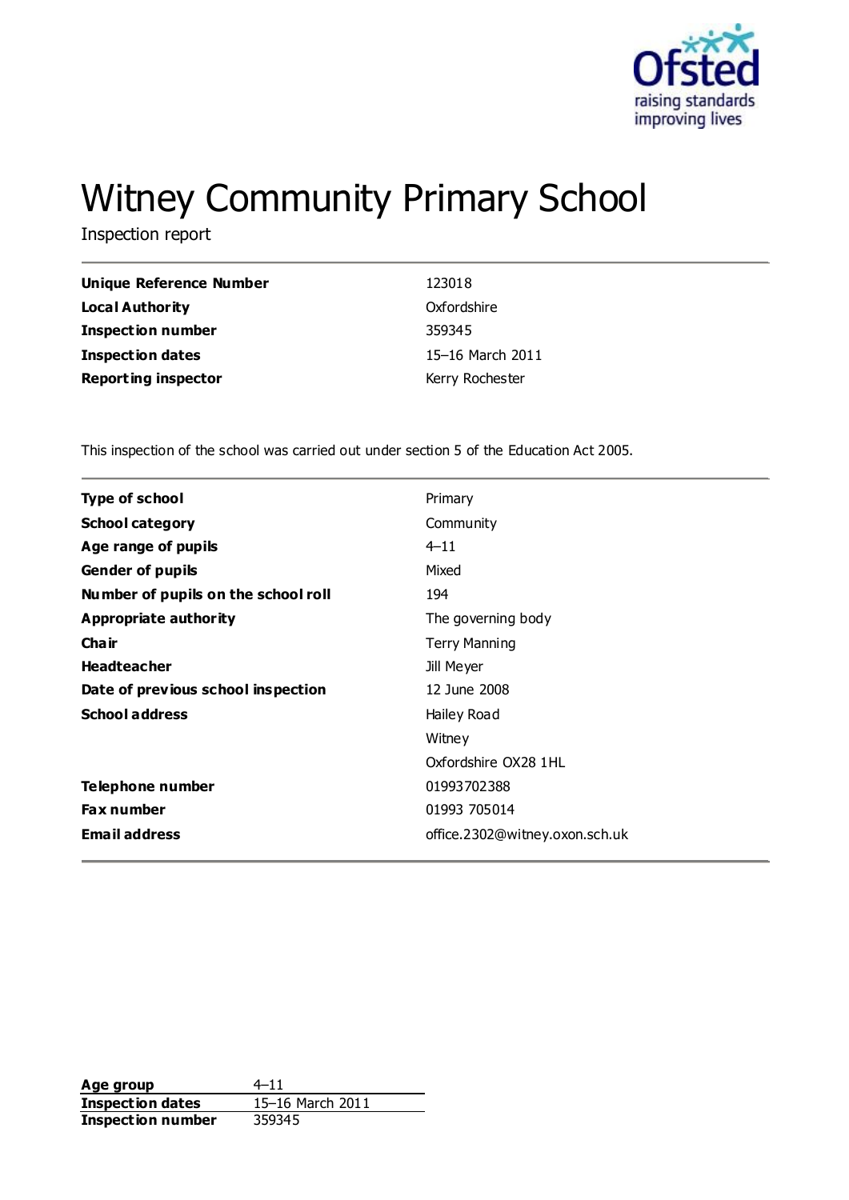# Witney Community Primary School

Inspection report

| | |
|---|---|
| **Unique Reference Number** | 123018 |
| **Local Authority** | Oxfordshire |
| **Inspection number** | 359345 |
| **Inspection dates** | 15–16 March 2011 |
| **Reporting inspector** | Kerry Rochester |

This inspection of the school was carried out under section 5 of the Education Act 2005.

| | |
|---|---|
| **Type of school** | Primary |
| **School category** | Community |
| **Age range of pupils** | 4–11 |
| **Gender of pupils** | Mixed |
| **Number of pupils on the school roll** | 194 |
| **Appropriate authority** | The governing body |
| **Chair** | Terry Manning |
| **Headteacher** | Jill Meyer |
| **Date of previous school inspection** | 12 June 2008 |
| **School address** | Hailey Road<br>Witney<br>Oxfordshire OX28 1HL |
| **Telephone number** | 01993702388 |
| **Fax number** | 01993 705014 |
| **Email address** | office.2302@witney.oxon.sch.uk |

| | |
|---|---|
| **Age group** | 4–11 |
| **Inspection dates** | 15–16 March 2011 |
| **Inspection number** | 359345 |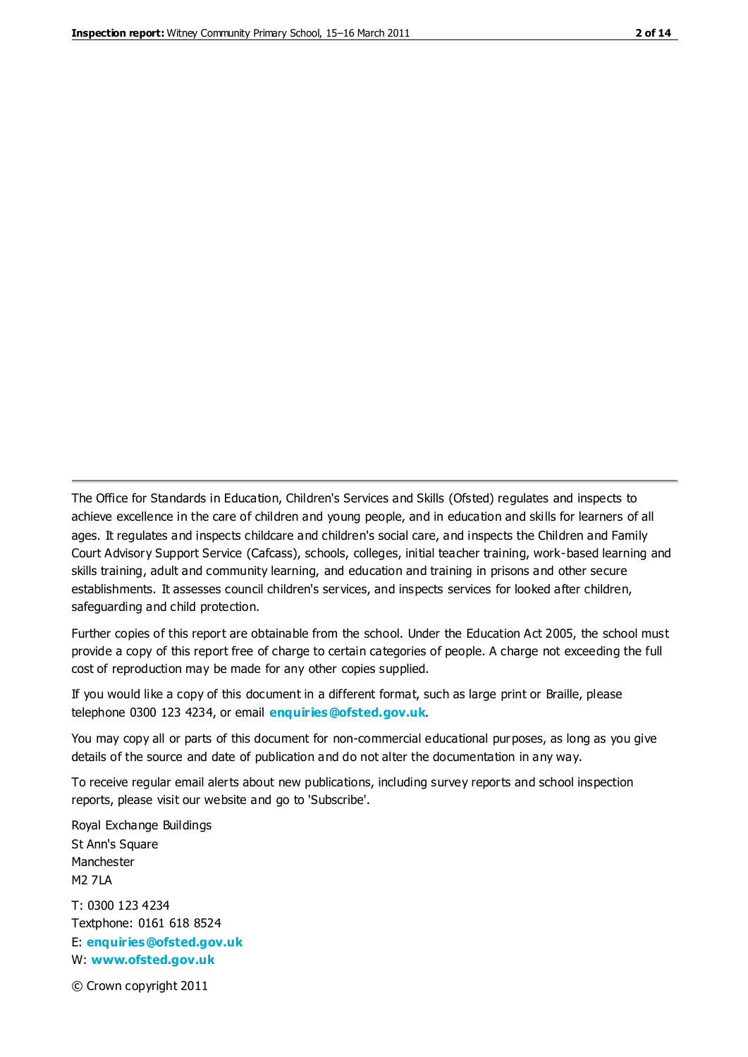The Office for Standards in Education, Children's Services and Skills (Ofsted) regulates and inspects to achieve excellence in the care of children and young people, and in education and skills for learners of all ages. It regulates and inspects childcare and children's social care, and inspects the Children and Family Court Advisory Support Service (Cafcass), schools, colleges, initial teacher training, work-based learning and skills training, adult and community learning, and education and training in prisons and other secure establishments. It assesses council children's services, and inspects services for looked after children, safeguarding and child protection.

Further copies of this report are obtainable from the school. Under the Education Act 2005, the school must provide a copy of this report free of charge to certain categories of people. A charge not exceeding the full cost of reproduction may be made for any other copies supplied.

If you would like a copy of this document in a different format, such as large print or Braille, please telephone 0300 123 4234, or email **enquiries@ofsted.gov.uk**.

You may copy all or parts of this document for non-commercial educational purposes, as long as you give details of the source and date of publication and do not alter the documentation in any way.

To receive regular email alerts about new publications, including survey reports and school inspection reports, please visit our website and go to 'Subscribe'.

Royal Exchange Buildings
St Ann's Square
Manchester
M2 7LA

T: 0300 123 4234
Textphone: 0161 618 8524
E: **enquiries@ofsted.gov.uk**
W: **www.ofsted.gov.uk**

© Crown copyright 2011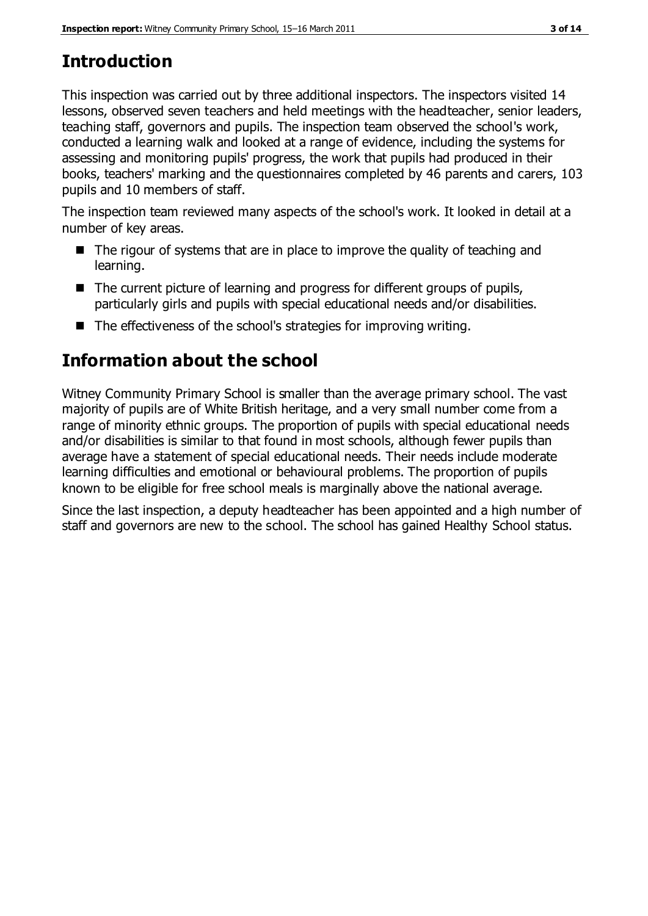# Introduction

This inspection was carried out by three additional inspectors. The inspectors visited 14 lessons, observed seven teachers and held meetings with the headteacher, senior leaders, teaching staff, governors and pupils. The inspection team observed the school's work, conducted a learning walk and looked at a range of evidence, including the systems for assessing and monitoring pupils' progress, the work that pupils had produced in their books, teachers' marking and the questionnaires completed by 46 parents and carers, 103 pupils and 10 members of staff.

The inspection team reviewed many aspects of the school's work. It looked in detail at a number of key areas.

- The rigour of systems that are in place to improve the quality of teaching and learning.
- The current picture of learning and progress for different groups of pupils, particularly girls and pupils with special educational needs and/or disabilities.
- The effectiveness of the school's strategies for improving writing.

# Information about the school

Witney Community Primary School is smaller than the average primary school. The vast majority of pupils are of White British heritage, and a very small number come from a range of minority ethnic groups. The proportion of pupils with special educational needs and/or disabilities is similar to that found in most schools, although fewer pupils than average have a statement of special educational needs. Their needs include moderate learning difficulties and emotional or behavioural problems. The proportion of pupils known to be eligible for free school meals is marginally above the national average.

Since the last inspection, a deputy headteacher has been appointed and a high number of staff and governors are new to the school. The school has gained Healthy School status.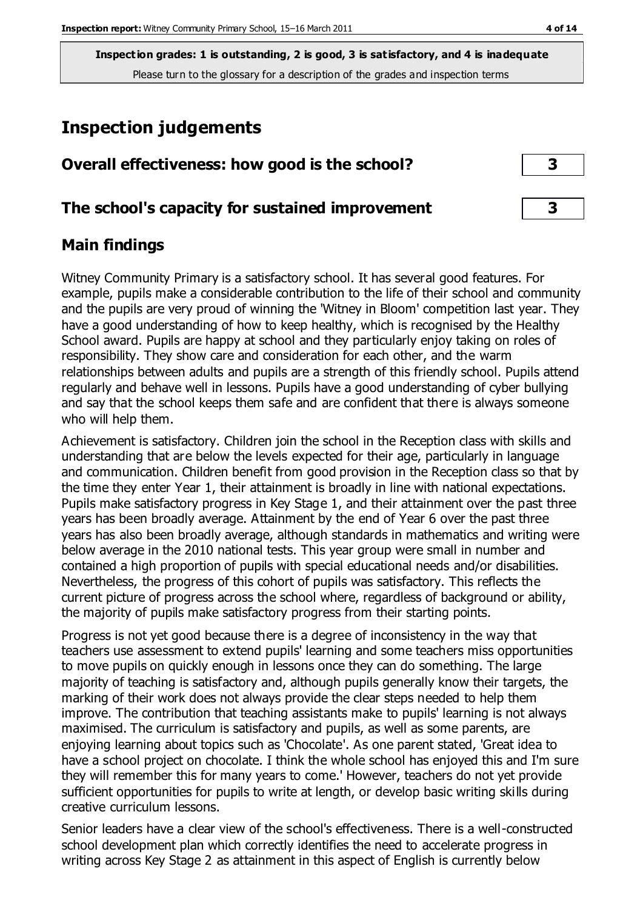**Inspection grades: 1 is outstanding, 2 is good, 3 is satisfactory, and 4 is inadequate**
Please turn to the glossary for a description of the grades and inspection terms

# Inspection judgements

| | |
|---|---|
| **Overall effectiveness: how good is the school?** | **3** |
| **The school's capacity for sustained improvement** | **3** |

## Main findings

Witney Community Primary is a satisfactory school. It has several good features. For example, pupils make a considerable contribution to the life of their school and community and the pupils are very proud of winning the 'Witney in Bloom' competition last year. They have a good understanding of how to keep healthy, which is recognised by the Healthy School award. Pupils are happy at school and they particularly enjoy taking on roles of responsibility. They show care and consideration for each other, and the warm relationships between adults and pupils are a strength of this friendly school. Pupils attend regularly and behave well in lessons. Pupils have a good understanding of cyber bullying and say that the school keeps them safe and are confident that there is always someone who will help them.

Achievement is satisfactory. Children join the school in the Reception class with skills and understanding that are below the levels expected for their age, particularly in language and communication. Children benefit from good provision in the Reception class so that by the time they enter Year 1, their attainment is broadly in line with national expectations. Pupils make satisfactory progress in Key Stage 1, and their attainment over the past three years has been broadly average. Attainment by the end of Year 6 over the past three years has also been broadly average, although standards in mathematics and writing were below average in the 2010 national tests. This year group were small in number and contained a high proportion of pupils with special educational needs and/or disabilities. Nevertheless, the progress of this cohort of pupils was satisfactory. This reflects the current picture of progress across the school where, regardless of background or ability, the majority of pupils make satisfactory progress from their starting points.

Progress is not yet good because there is a degree of inconsistency in the way that teachers use assessment to extend pupils' learning and some teachers miss opportunities to move pupils on quickly enough in lessons once they can do something. The large majority of teaching is satisfactory and, although pupils generally know their targets, the marking of their work does not always provide the clear steps needed to help them improve. The contribution that teaching assistants make to pupils' learning is not always maximised. The curriculum is satisfactory and pupils, as well as some parents, are enjoying learning about topics such as 'Chocolate'. As one parent stated, 'Great idea to have a school project on chocolate. I think the whole school has enjoyed this and I'm sure they will remember this for many years to come.' However, teachers do not yet provide sufficient opportunities for pupils to write at length, or develop basic writing skills during creative curriculum lessons.

Senior leaders have a clear view of the school's effectiveness. There is a well-constructed school development plan which correctly identifies the need to accelerate progress in writing across Key Stage 2 as attainment in this aspect of English is currently below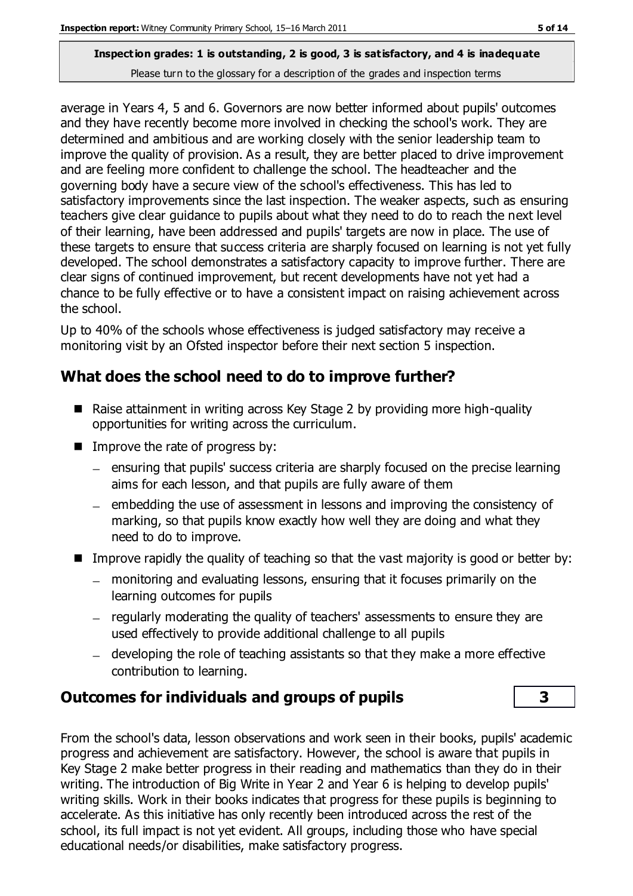average in Years 4, 5 and 6. Governors are now better informed about pupils' outcomes and they have recently become more involved in checking the school's work. They are determined and ambitious and are working closely with the senior leadership team to improve the quality of provision. As a result, they are better placed to drive improvement and are feeling more confident to challenge the school. The headteacher and the governing body have a secure view of the school's effectiveness. This has led to satisfactory improvements since the last inspection. The weaker aspects, such as ensuring teachers give clear guidance to pupils about what they need to do to reach the next level of their learning, have been addressed and pupils' targets are now in place. The use of these targets to ensure that success criteria are sharply focused on learning is not yet fully developed. The school demonstrates a satisfactory capacity to improve further. There are clear signs of continued improvement, but recent developments have not yet had a chance to be fully effective or to have a consistent impact on raising achievement across the school.

Up to 40% of the schools whose effectiveness is judged satisfactory may receive a monitoring visit by an Ofsted inspector before their next section 5 inspection.

## What does the school need to do to improve further?

- Raise attainment in writing across Key Stage 2 by providing more high-quality opportunities for writing across the curriculum.
- Improve the rate of progress by:
  - ensuring that pupils' success criteria are sharply focused on the precise learning aims for each lesson, and that pupils are fully aware of them
  - embedding the use of assessment in lessons and improving the consistency of marking, so that pupils know exactly how well they are doing and what they need to do to improve.
- Improve rapidly the quality of teaching so that the vast majority is good or better by:
  - monitoring and evaluating lessons, ensuring that it focuses primarily on the learning outcomes for pupils
  - regularly moderating the quality of teachers' assessments to ensure they are used effectively to provide additional challenge to all pupils
  - developing the role of teaching assistants so that they make a more effective contribution to learning.

## Outcomes for individuals and groups of pupils — 3

From the school's data, lesson observations and work seen in their books, pupils' academic progress and achievement are satisfactory. However, the school is aware that pupils in Key Stage 2 make better progress in their reading and mathematics than they do in their writing. The introduction of Big Write in Year 2 and Year 6 is helping to develop pupils' writing skills. Work in their books indicates that progress for these pupils is beginning to accelerate. As this initiative has only recently been introduced across the rest of the school, its full impact is not yet evident. All groups, including those who have special educational needs/or disabilities, make satisfactory progress.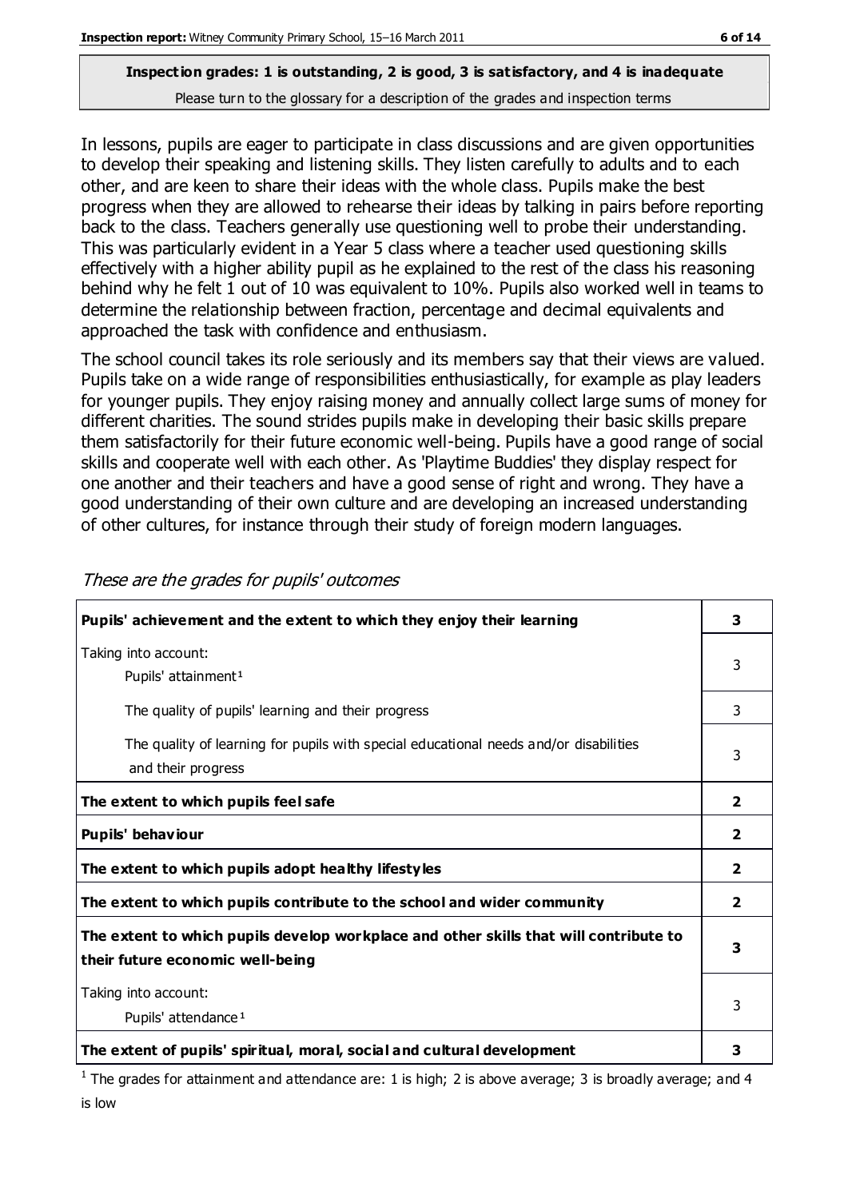**Inspection grades: 1 is outstanding, 2 is good, 3 is satisfactory, and 4 is inadequate**
Please turn to the glossary for a description of the grades and inspection terms

In lessons, pupils are eager to participate in class discussions and are given opportunities to develop their speaking and listening skills. They listen carefully to adults and to each other, and are keen to share their ideas with the whole class. Pupils make the best progress when they are allowed to rehearse their ideas by talking in pairs before reporting back to the class. Teachers generally use questioning well to probe their understanding. This was particularly evident in a Year 5 class where a teacher used questioning skills effectively with a higher ability pupil as he explained to the rest of the class his reasoning behind why he felt 1 out of 10 was equivalent to 10%. Pupils also worked well in teams to determine the relationship between fraction, percentage and decimal equivalents and approached the task with confidence and enthusiasm.

The school council takes its role seriously and its members say that their views are valued. Pupils take on a wide range of responsibilities enthusiastically, for example as play leaders for younger pupils. They enjoy raising money and annually collect large sums of money for different charities. The sound strides pupils make in developing their basic skills prepare them satisfactorily for their future economic well-being. Pupils have a good range of social skills and cooperate well with each other. As 'Playtime Buddies' they display respect for one another and their teachers and have a good sense of right and wrong. They have a good understanding of their own culture and are developing an increased understanding of other cultures, for instance through their study of foreign modern languages.

*These are the grades for pupils' outcomes*

| | |
|---|---|
| **Pupils' achievement and the extent to which they enjoy their learning** | **3** |
| Taking into account: Pupils' attainment[1] | 3 |
| The quality of pupils' learning and their progress | 3 |
| The quality of learning for pupils with special educational needs and/or disabilities and their progress | 3 |
| **The extent to which pupils feel safe** | **2** |
| **Pupils' behaviour** | **2** |
| **The extent to which pupils adopt healthy lifestyles** | **2** |
| **The extent to which pupils contribute to the school and wider community** | **2** |
| **The extent to which pupils develop workplace and other skills that will contribute to their future economic well-being** | **3** |
| Taking into account: Pupils' attendance[1] | 3 |
| **The extent of pupils' spiritual, moral, social and cultural development** | **3** |

[1] The grades for attainment and attendance are: 1 is high; 2 is above average; 3 is broadly average; and 4 is low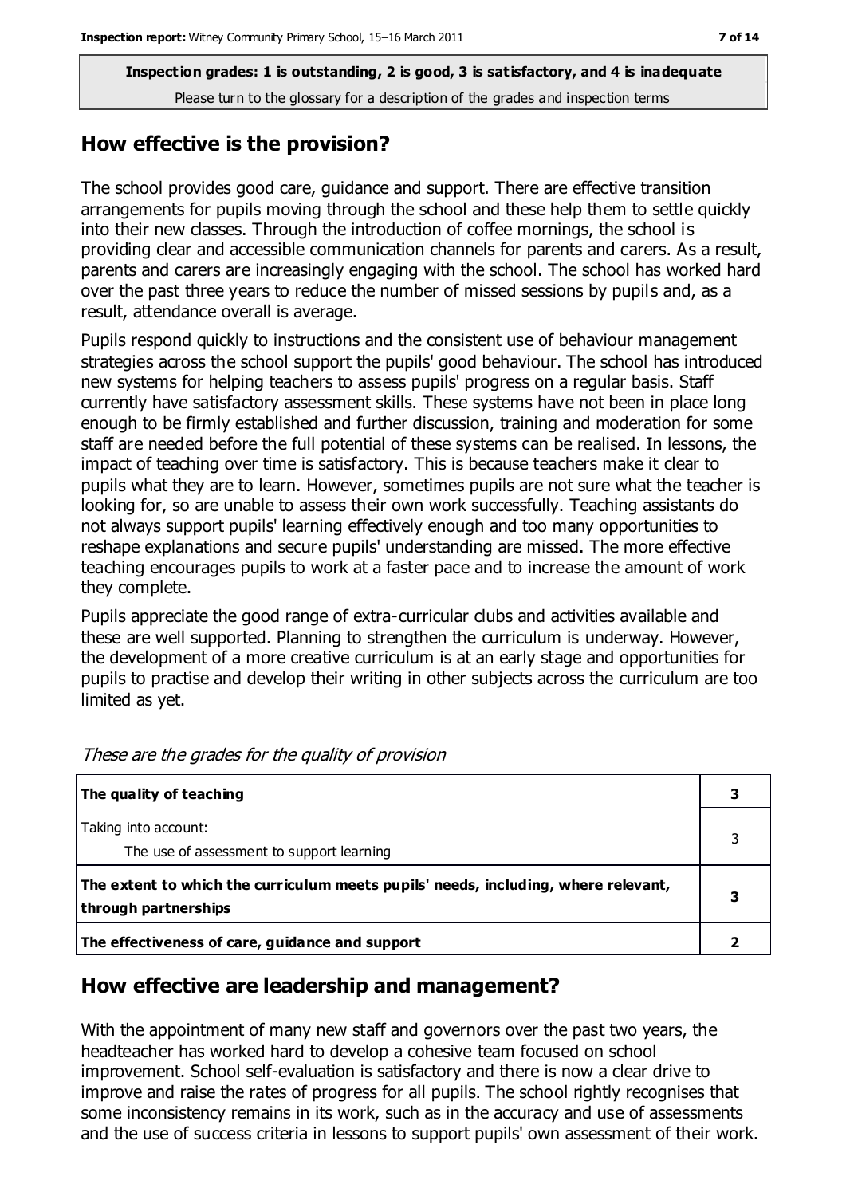**Inspection grades: 1 is outstanding, 2 is good, 3 is satisfactory, and 4 is inadequate**
Please turn to the glossary for a description of the grades and inspection terms

## How effective is the provision?

The school provides good care, guidance and support. There are effective transition arrangements for pupils moving through the school and these help them to settle quickly into their new classes. Through the introduction of coffee mornings, the school is providing clear and accessible communication channels for parents and carers. As a result, parents and carers are increasingly engaging with the school. The school has worked hard over the past three years to reduce the number of missed sessions by pupils and, as a result, attendance overall is average.

Pupils respond quickly to instructions and the consistent use of behaviour management strategies across the school support the pupils' good behaviour. The school has introduced new systems for helping teachers to assess pupils' progress on a regular basis. Staff currently have satisfactory assessment skills. These systems have not been in place long enough to be firmly established and further discussion, training and moderation for some staff are needed before the full potential of these systems can be realised. In lessons, the impact of teaching over time is satisfactory. This is because teachers make it clear to pupils what they are to learn. However, sometimes pupils are not sure what the teacher is looking for, so are unable to assess their own work successfully. Teaching assistants do not always support pupils' learning effectively enough and too many opportunities to reshape explanations and secure pupils' understanding are missed. The more effective teaching encourages pupils to work at a faster pace and to increase the amount of work they complete.

Pupils appreciate the good range of extra-curricular clubs and activities available and these are well supported. Planning to strengthen the curriculum is underway. However, the development of a more creative curriculum is at an early stage and opportunities for pupils to practise and develop their writing in other subjects across the curriculum are too limited as yet.

*These are the grades for the quality of provision*

| | |
|---|---|
| **The quality of teaching** | **3** |
| Taking into account:<br>The use of assessment to support learning | 3 |
| **The extent to which the curriculum meets pupils' needs, including, where relevant, through partnerships** | **3** |
| **The effectiveness of care, guidance and support** | **2** |

## How effective are leadership and management?

With the appointment of many new staff and governors over the past two years, the headteacher has worked hard to develop a cohesive team focused on school improvement. School self-evaluation is satisfactory and there is now a clear drive to improve and raise the rates of progress for all pupils. The school rightly recognises that some inconsistency remains in its work, such as in the accuracy and use of assessments and the use of success criteria in lessons to support pupils' own assessment of their work.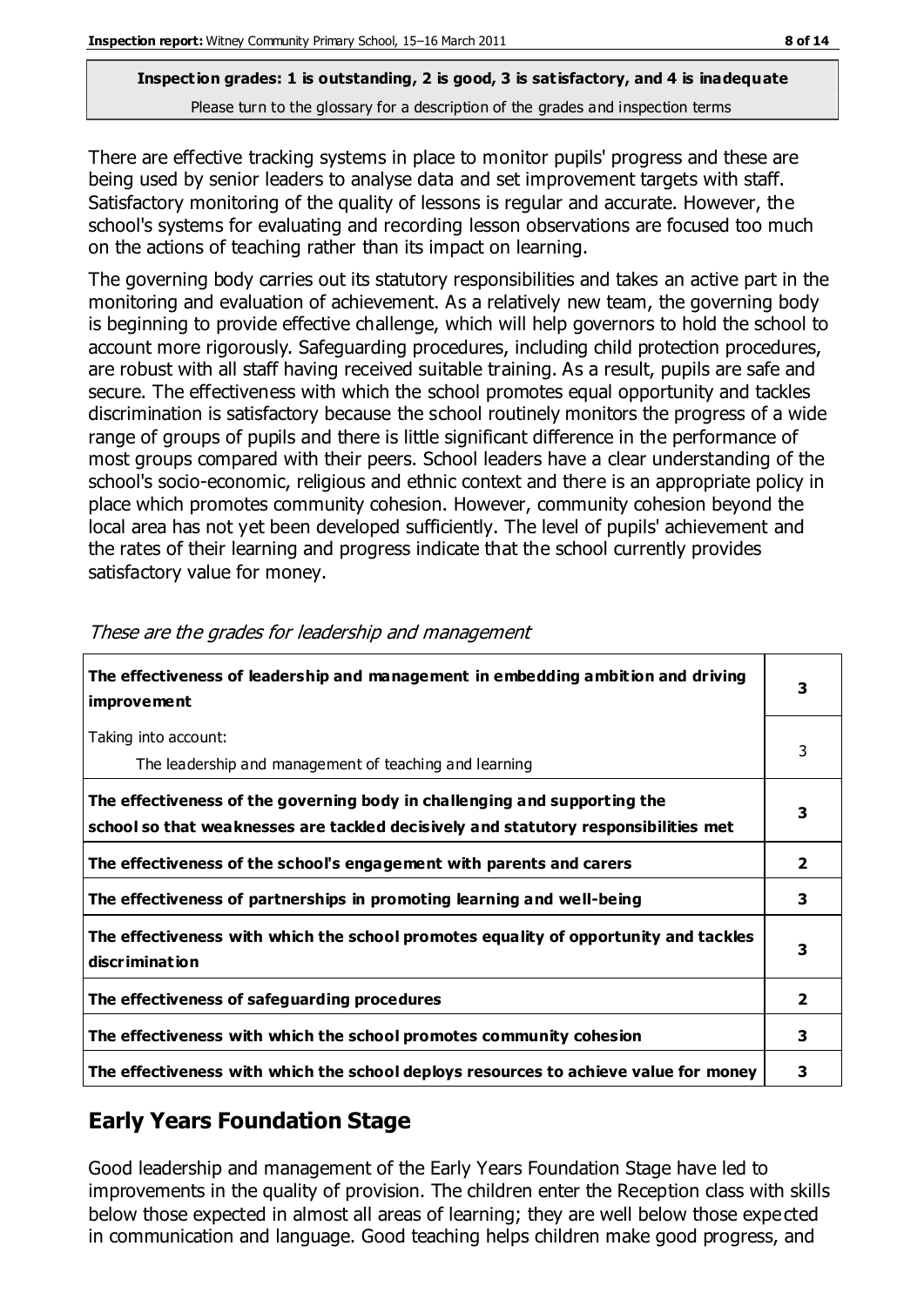**Inspection grades: 1 is outstanding, 2 is good, 3 is satisfactory, and 4 is inadequate**
Please turn to the glossary for a description of the grades and inspection terms

There are effective tracking systems in place to monitor pupils' progress and these are being used by senior leaders to analyse data and set improvement targets with staff. Satisfactory monitoring of the quality of lessons is regular and accurate. However, the school's systems for evaluating and recording lesson observations are focused too much on the actions of teaching rather than its impact on learning.

The governing body carries out its statutory responsibilities and takes an active part in the monitoring and evaluation of achievement. As a relatively new team, the governing body is beginning to provide effective challenge, which will help governors to hold the school to account more rigorously. Safeguarding procedures, including child protection procedures, are robust with all staff having received suitable training. As a result, pupils are safe and secure. The effectiveness with which the school promotes equal opportunity and tackles discrimination is satisfactory because the school routinely monitors the progress of a wide range of groups of pupils and there is little significant difference in the performance of most groups compared with their peers. School leaders have a clear understanding of the school's socio-economic, religious and ethnic context and there is an appropriate policy in place which promotes community cohesion. However, community cohesion beyond the local area has not yet been developed sufficiently. The level of pupils' achievement and the rates of their learning and progress indicate that the school currently provides satisfactory value for money.

*These are the grades for leadership and management*

| | |
|---|---|
| **The effectiveness of leadership and management in embedding ambition and driving improvement** | **3** |
| Taking into account: The leadership and management of teaching and learning | 3 |
| **The effectiveness of the governing body in challenging and supporting the school so that weaknesses are tackled decisively and statutory responsibilities met** | **3** |
| **The effectiveness of the school's engagement with parents and carers** | **2** |
| **The effectiveness of partnerships in promoting learning and well-being** | **3** |
| **The effectiveness with which the school promotes equality of opportunity and tackles discrimination** | **3** |
| **The effectiveness of safeguarding procedures** | **2** |
| **The effectiveness with which the school promotes community cohesion** | **3** |
| **The effectiveness with which the school deploys resources to achieve value for money** | **3** |

## Early Years Foundation Stage

Good leadership and management of the Early Years Foundation Stage have led to improvements in the quality of provision. The children enter the Reception class with skills below those expected in almost all areas of learning; they are well below those expected in communication and language. Good teaching helps children make good progress, and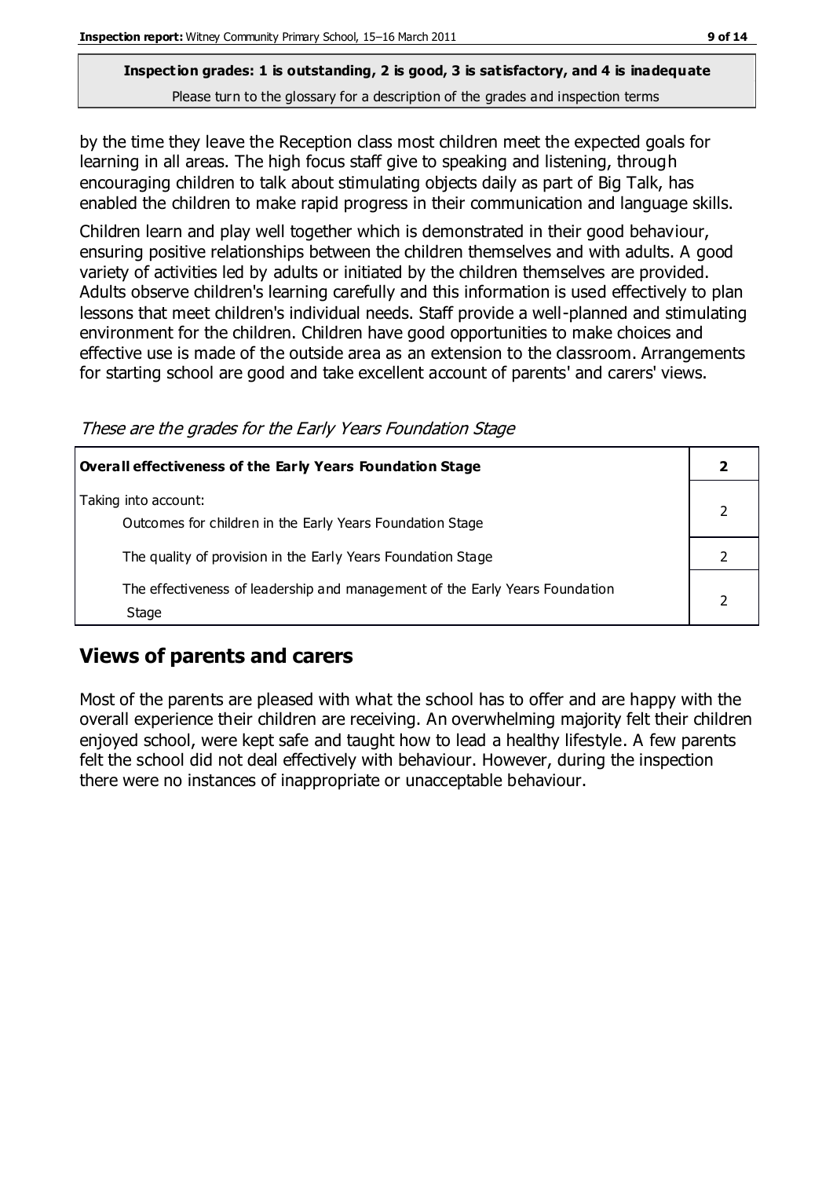**Inspection grades: 1 is outstanding, 2 is good, 3 is satisfactory, and 4 is inadequate**
Please turn to the glossary for a description of the grades and inspection terms

by the time they leave the Reception class most children meet the expected goals for learning in all areas. The high focus staff give to speaking and listening, through encouraging children to talk about stimulating objects daily as part of Big Talk, has enabled the children to make rapid progress in their communication and language skills.

Children learn and play well together which is demonstrated in their good behaviour, ensuring positive relationships between the children themselves and with adults. A good variety of activities led by adults or initiated by the children themselves are provided. Adults observe children's learning carefully and this information is used effectively to plan lessons that meet children's individual needs. Staff provide a well-planned and stimulating environment for the children. Children have good opportunities to make choices and effective use is made of the outside area as an extension to the classroom. Arrangements for starting school are good and take excellent account of parents' and carers' views.

*These are the grades for the Early Years Foundation Stage*

| **Overall effectiveness of the Early Years Foundation Stage** | **2** |
|---|---|
| Taking into account:<br>Outcomes for children in the Early Years Foundation Stage | 2 |
| The quality of provision in the Early Years Foundation Stage | 2 |
| The effectiveness of leadership and management of the Early Years Foundation Stage | 2 |

## Views of parents and carers

Most of the parents are pleased with what the school has to offer and are happy with the overall experience their children are receiving. An overwhelming majority felt their children enjoyed school, were kept safe and taught how to lead a healthy lifestyle. A few parents felt the school did not deal effectively with behaviour. However, during the inspection there were no instances of inappropriate or unacceptable behaviour.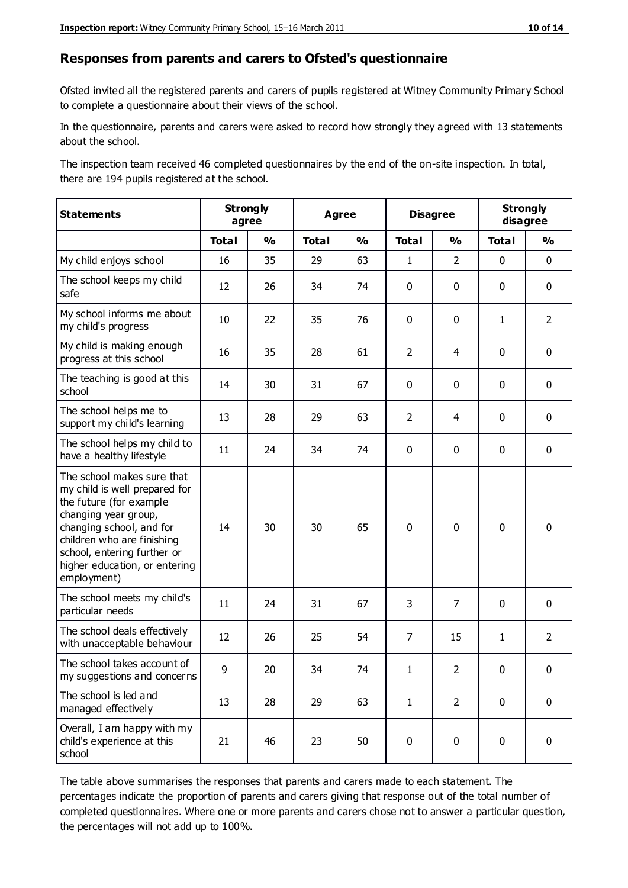## Responses from parents and carers to Ofsted's questionnaire

Ofsted invited all the registered parents and carers of pupils registered at Witney Community Primary School to complete a questionnaire about their views of the school.

In the questionnaire, parents and carers were asked to record how strongly they agreed with 13 statements about the school.

The inspection team received 46 completed questionnaires by the end of the on-site inspection. In total, there are 194 pupils registered at the school.

| Statements | Strongly agree | | Agree | | Disagree | | Strongly disagree | |
|---|---|---|---|---|---|---|---|---|
| | Total | % | Total | % | Total | % | Total | % |
| My child enjoys school | 16 | 35 | 29 | 63 | 1 | 2 | 0 | 0 |
| The school keeps my child safe | 12 | 26 | 34 | 74 | 0 | 0 | 0 | 0 |
| My school informs me about my child's progress | 10 | 22 | 35 | 76 | 0 | 0 | 1 | 2 |
| My child is making enough progress at this school | 16 | 35 | 28 | 61 | 2 | 4 | 0 | 0 |
| The teaching is good at this school | 14 | 30 | 31 | 67 | 0 | 0 | 0 | 0 |
| The school helps me to support my child's learning | 13 | 28 | 29 | 63 | 2 | 4 | 0 | 0 |
| The school helps my child to have a healthy lifestyle | 11 | 24 | 34 | 74 | 0 | 0 | 0 | 0 |
| The school makes sure that my child is well prepared for the future (for example changing year group, changing school, and for children who are finishing school, entering further or higher education, or entering employment) | 14 | 30 | 30 | 65 | 0 | 0 | 0 | 0 |
| The school meets my child's particular needs | 11 | 24 | 31 | 67 | 3 | 7 | 0 | 0 |
| The school deals effectively with unacceptable behaviour | 12 | 26 | 25 | 54 | 7 | 15 | 1 | 2 |
| The school takes account of my suggestions and concerns | 9 | 20 | 34 | 74 | 1 | 2 | 0 | 0 |
| The school is led and managed effectively | 13 | 28 | 29 | 63 | 1 | 2 | 0 | 0 |
| Overall, I am happy with my child's experience at this school | 21 | 46 | 23 | 50 | 0 | 0 | 0 | 0 |

The table above summarises the responses that parents and carers made to each statement. The percentages indicate the proportion of parents and carers giving that response out of the total number of completed questionnaires. Where one or more parents and carers chose not to answer a particular question, the percentages will not add up to 100%.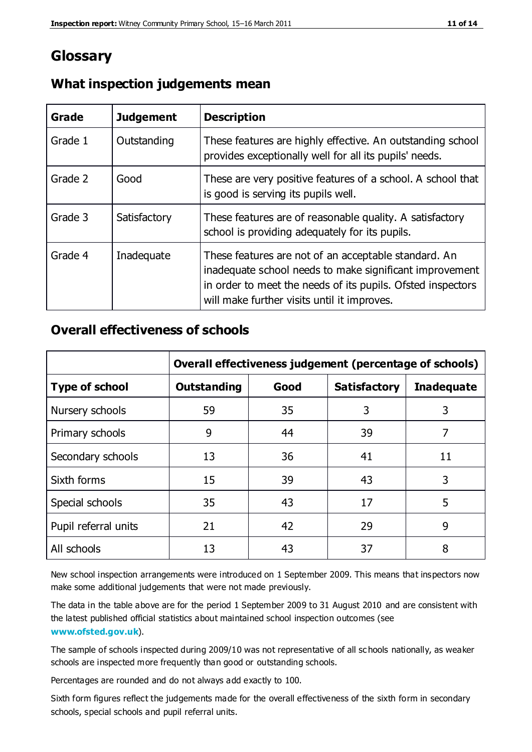# Glossary

## What inspection judgements mean

| Grade | Judgement | Description |
|---|---|---|
| Grade 1 | Outstanding | These features are highly effective. An outstanding school provides exceptionally well for all its pupils' needs. |
| Grade 2 | Good | These are very positive features of a school. A school that is good is serving its pupils well. |
| Grade 3 | Satisfactory | These features are of reasonable quality. A satisfactory school is providing adequately for its pupils. |
| Grade 4 | Inadequate | These features are not of an acceptable standard. An inadequate school needs to make significant improvement in order to meet the needs of its pupils. Ofsted inspectors will make further visits until it improves. |

## Overall effectiveness of schools

| | Overall effectiveness judgement (percentage of schools) | | | |
|---|---|---|---|---|
| **Type of school** | **Outstanding** | **Good** | **Satisfactory** | **Inadequate** |
| Nursery schools | 59 | 35 | 3 | 3 |
| Primary schools | 9 | 44 | 39 | 7 |
| Secondary schools | 13 | 36 | 41 | 11 |
| Sixth forms | 15 | 39 | 43 | 3 |
| Special schools | 35 | 43 | 17 | 5 |
| Pupil referral units | 21 | 42 | 29 | 9 |
| All schools | 13 | 43 | 37 | 8 |

New school inspection arrangements were introduced on 1 September 2009. This means that inspectors now make some additional judgements that were not made previously.

The data in the table above are for the period 1 September 2009 to 31 August 2010 and are consistent with the latest published official statistics about maintained school inspection outcomes (see **www.ofsted.gov.uk**).

The sample of schools inspected during 2009/10 was not representative of all schools nationally, as weaker schools are inspected more frequently than good or outstanding schools.

Percentages are rounded and do not always add exactly to 100.

Sixth form figures reflect the judgements made for the overall effectiveness of the sixth form in secondary schools, special schools and pupil referral units.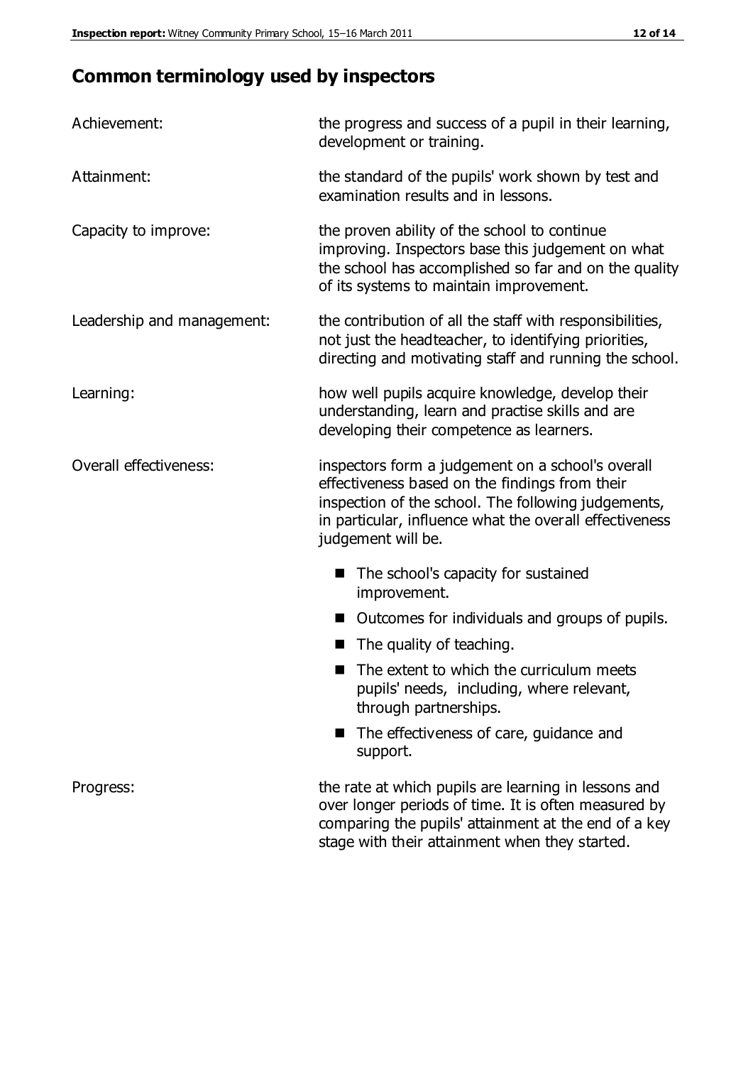## Common terminology used by inspectors

| | |
|---|---|
| Achievement: | the progress and success of a pupil in their learning, development or training. |
| Attainment: | the standard of the pupils' work shown by test and examination results and in lessons. |
| Capacity to improve: | the proven ability of the school to continue improving. Inspectors base this judgement on what the school has accomplished so far and on the quality of its systems to maintain improvement. |
| Leadership and management: | the contribution of all the staff with responsibilities, not just the headteacher, to identifying priorities, directing and motivating staff and running the school. |
| Learning: | how well pupils acquire knowledge, develop their understanding, learn and practise skills and are developing their competence as learners. |
| Overall effectiveness: | inspectors form a judgement on a school's overall effectiveness based on the findings from their inspection of the school. The following judgements, in particular, influence what the overall effectiveness judgement will be. <br>■ The school's capacity for sustained improvement.<br>■ Outcomes for individuals and groups of pupils.<br>■ The quality of teaching.<br>■ The extent to which the curriculum meets pupils' needs, including, where relevant, through partnerships.<br>■ The effectiveness of care, guidance and support. |
| Progress: | the rate at which pupils are learning in lessons and over longer periods of time. It is often measured by comparing the pupils' attainment at the end of a key stage with their attainment when they started. |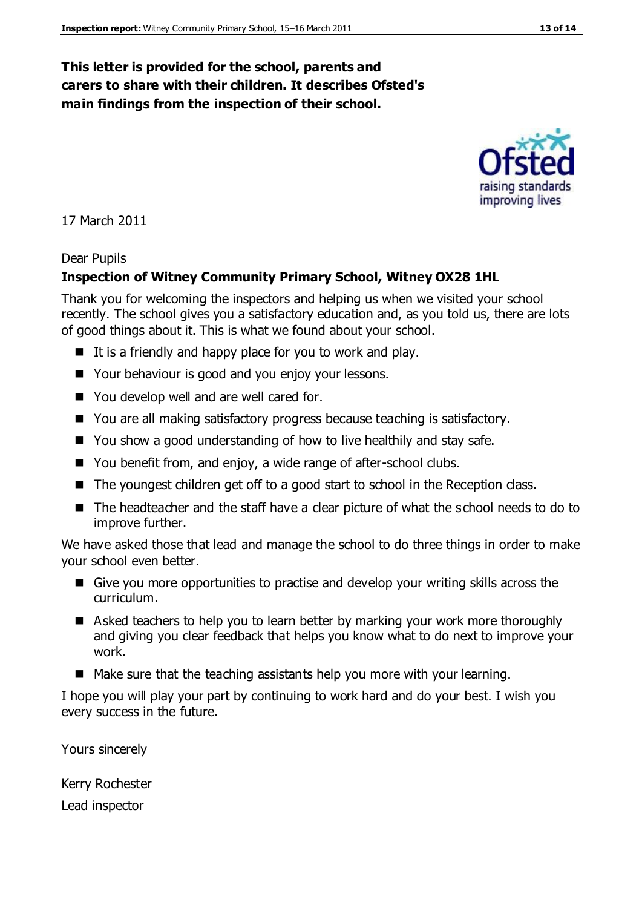**This letter is provided for the school, parents and carers to share with their children. It describes Ofsted's main findings from the inspection of their school.**

17 March 2011

Dear Pupils

**Inspection of Witney Community Primary School, Witney OX28 1HL**

Thank you for welcoming the inspectors and helping us when we visited your school recently. The school gives you a satisfactory education and, as you told us, there are lots of good things about it. This is what we found about your school.

- It is a friendly and happy place for you to work and play.
- Your behaviour is good and you enjoy your lessons.
- You develop well and are well cared for.
- You are all making satisfactory progress because teaching is satisfactory.
- You show a good understanding of how to live healthily and stay safe.
- You benefit from, and enjoy, a wide range of after-school clubs.
- The youngest children get off to a good start to school in the Reception class.
- The headteacher and the staff have a clear picture of what the school needs to do to improve further.

We have asked those that lead and manage the school to do three things in order to make your school even better.

- Give you more opportunities to practise and develop your writing skills across the curriculum.
- Asked teachers to help you to learn better by marking your work more thoroughly and giving you clear feedback that helps you know what to do next to improve your work.
- Make sure that the teaching assistants help you more with your learning.

I hope you will play your part by continuing to work hard and do your best. I wish you every success in the future.

Yours sincerely

Kerry Rochester

Lead inspector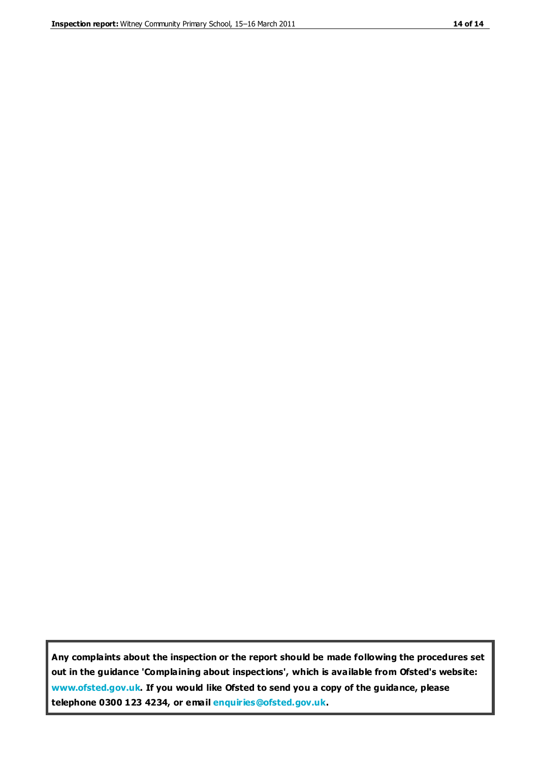**Any complaints about the inspection or the report should be made following the procedures set out in the guidance 'Complaining about inspections', which is available from Ofsted's website: www.ofsted.gov.uk. If you would like Ofsted to send you a copy of the guidance, please telephone 0300 123 4234, or email enquiries@ofsted.gov.uk.**